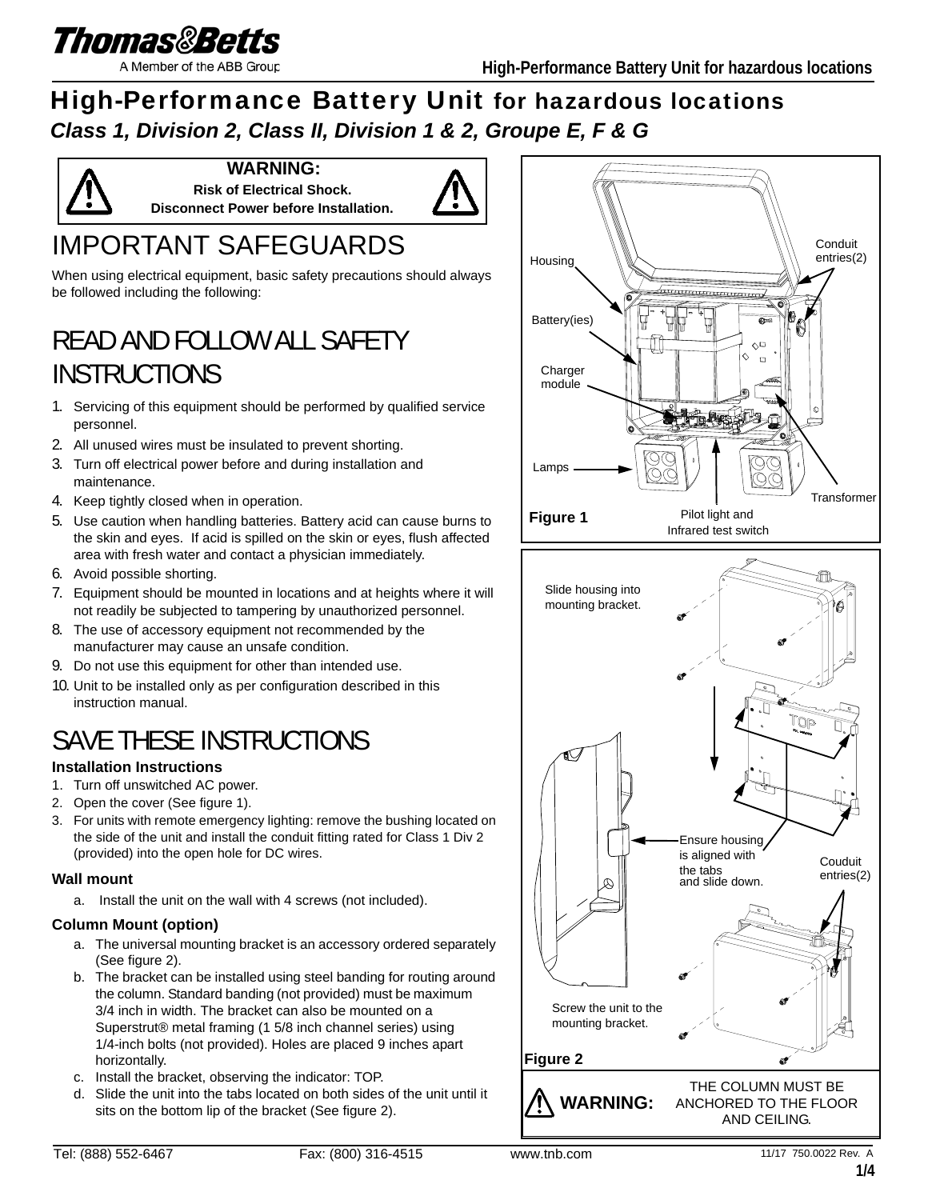# High-Performance Battery Unit for hazardous locations

***Class 1, Division 2, Class II, Division 1 & 2, Groupe E, F & G***

**WARNING:**
**Risk of Electrical Shock.**
**Disconnect Power before Installation.**

## IMPORTANT SAFEGUARDS

When using electrical equipment, basic safety precautions should always be followed including the following:

## READ AND FOLLOW ALL SAFETY INSTRUCTIONS

1. Servicing of this equipment should be performed by qualified service personnel.
2. All unused wires must be insulated to prevent shorting.
3. Turn off electrical power before and during installation and maintenance.
4. Keep tightly closed when in operation.
5. Use caution when handling batteries. Battery acid can cause burns to the skin and eyes. If acid is spilled on the skin or eyes, flush affected area with fresh water and contact a physician immediately.
6. Avoid possible shorting.
7. Equipment should be mounted in locations and at heights where it will not readily be subjected to tampering by unauthorized personnel.
8. The use of accessory equipment not recommended by the manufacturer may cause an unsafe condition.
9. Do not use this equipment for other than intended use.
10. Unit to be installed only as per configuration described in this instruction manual.

## SAVE THESE INSTRUCTIONS

### Installation Instructions

1. Turn off unswitched AC power.
2. Open the cover (See figure 1).
3. For units with remote emergency lighting: remove the bushing located on the side of the unit and install the conduit fitting rated for Class 1 Div 2 (provided) into the open hole for DC wires.

### Wall mount

a. Install the unit on the wall with 4 screws (not included).

### Column Mount (option)

a. The universal mounting bracket is an accessory ordered separately (See figure 2).
b. The bracket can be installed using steel banding for routing around the column. Standard banding (not provided) must be maximum 3/4 inch in width. The bracket can also be mounted on a Superstrut® metal framing (1 5/8 inch channel series) using 1/4-inch bolts (not provided). Holes are placed 9 inches apart horizontally.
c. Install the bracket, observing the indicator: TOP.
d. Slide the unit into the tabs located on both sides of the unit until it sits on the bottom lip of the bracket (See figure 2).

Housing — Conduit entries(2) — Battery(ies) — Charger module — Lamps — Transformer — Pilot light and Infrared test switch

**Figure 1**

Slide housing into mounting bracket.

Ensure housing is aligned with the tabs and slide down.

Couduit entries(2)

Screw the unit to the mounting bracket.

**Figure 2**

**WARNING:** THE COLUMN MUST BE ANCHORED TO THE FLOOR AND CEILING.

Tel: (888) 552-6467 Fax: (800) 316-4515 www.tnb.com 11/17 750.0022 Rev. A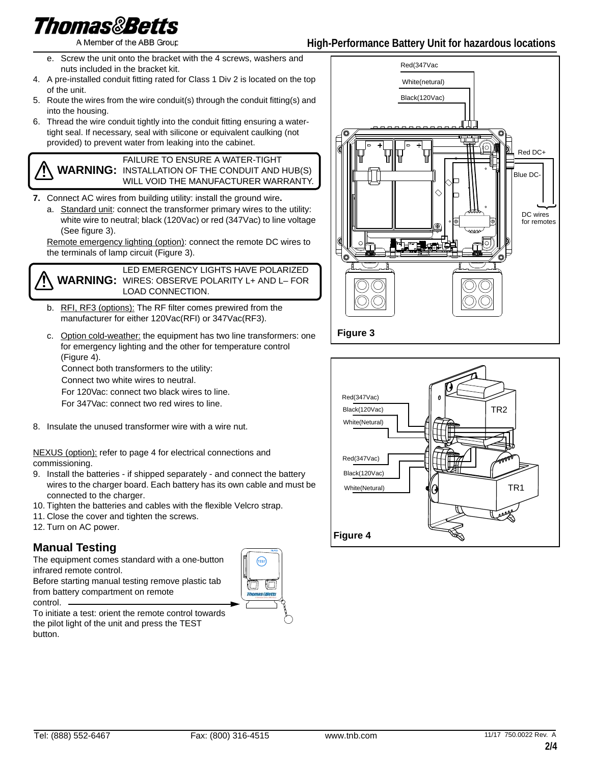e. Screw the unit onto the bracket with the 4 screws, washers and nuts included in the bracket kit.

4. A pre-installed conduit fitting rated for Class 1 Div 2 is located on the top of the unit.
5. Route the wires from the wire conduit(s) through the conduit fitting(s) and into the housing.
6. Thread the wire conduit tightly into the conduit fitting ensuring a water-tight seal. If necessary, seal with silicone or equivalent caulking (not provided) to prevent water from leaking into the cabinet.

> ⚠ **WARNING:** FAILURE TO ENSURE A WATER-TIGHT INSTALLATION OF THE CONDUIT AND HUB(S) WILL VOID THE MANUFACTURER WARRANTY.

7. Connect AC wires from building utility: install the ground wire**.**
   a. Standard unit: connect the transformer primary wires to the utility: white wire to neutral; black (120Vac) or red (347Vac) to line voltage (See figure 3).

   Remote emergency lighting (option): connect the remote DC wires to the terminals of lamp circuit (Figure 3).

> ⚠ **WARNING:** LED EMERGENCY LIGHTS HAVE POLARIZED WIRES: OBSERVE POLARITY L+ AND L– FOR LOAD CONNECTION.

   b. RFI, RF3 (options): The RF filter comes prewired from the manufacturer for either 120Vac(RFI) or 347Vac(RF3).

   c. Option cold-weather: the equipment has two line transformers: one for emergency lighting and the other for temperature control (Figure 4).

   Connect both transformers to the utility:
   Connect two white wires to neutral.
   For 120Vac: connect two black wires to line.
   For 347Vac: connect two red wires to line.

8. Insulate the unused transformer wire with a wire nut.

NEXUS (option): refer to page 4 for electrical connections and commissioning.

9. Install the batteries - if shipped separately - and connect the battery wires to the charger board. Each battery has its own cable and must be connected to the charger.
10. Tighten the batteries and cables with the flexible Velcro strap.
11. Close the cover and tighten the screws.
12. Turn on AC power.

## Manual Testing

The equipment comes standard with a one-button infrared remote control.

Before starting manual testing remove plastic tab from battery compartment on remote control.

To initiate a test: orient the remote control towards the pilot light of the unit and press the TEST button.

Red(347Vac
White(netural)
Black(120Vac)
Red DC+
Blue DC-
DC wires for remotes

Figure 3

Red(347Vac)
Black(120Vac)
White(Netural)
TR2
Red(347Vac)
Black(120Vac)
White(Netural)
TR1

Figure 4

Tel: (888) 552-6467 Fax: (800) 316-4515 www.tnb.com 11/17 750.0022 Rev. A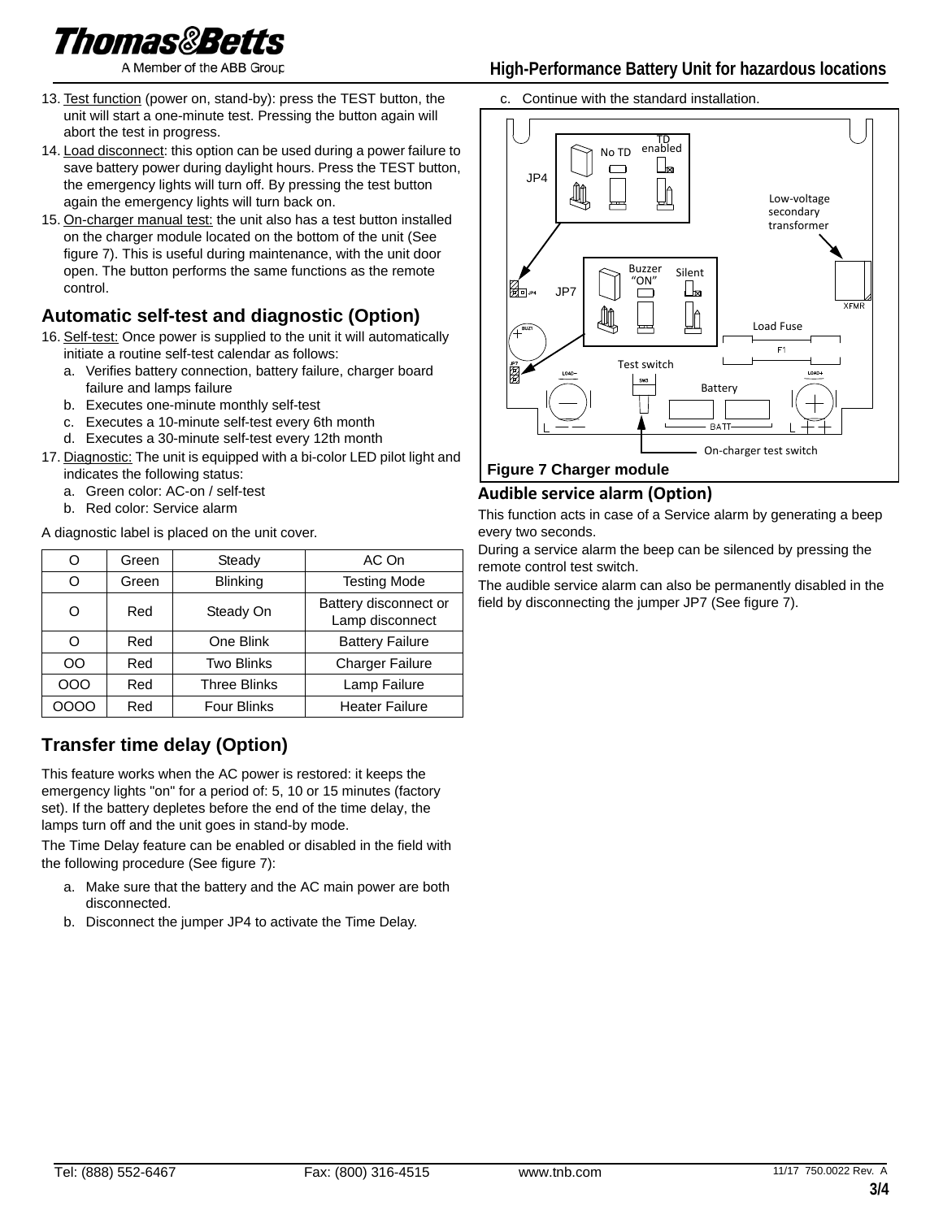13. Test function (power on, stand-by): press the TEST button, the unit will start a one-minute test. Pressing the button again will abort the test in progress.
14. Load disconnect: this option can be used during a power failure to save battery power during daylight hours. Press the TEST button, the emergency lights will turn off. By pressing the test button again the emergency lights will turn back on.
15. On-charger manual test: the unit also has a test button installed on the charger module located on the bottom of the unit (See figure 7). This is useful during maintenance, with the unit door open. The button performs the same functions as the remote control.

## Automatic self-test and diagnostic (Option)

16. Self-test: Once power is supplied to the unit it will automatically initiate a routine self-test calendar as follows:
    a. Verifies battery connection, battery failure, charger board failure and lamps failure
    b. Executes one-minute monthly self-test
    c. Executes a 10-minute self-test every 6th month
    d. Executes a 30-minute self-test every 12th month
17. Diagnostic: The unit is equipped with a bi-color LED pilot light and indicates the following status:
    a. Green color: AC-on / self-test
    b. Red color: Service alarm

A diagnostic label is placed on the unit cover.

| O | Green | Steady | AC On |
|---|---|---|---|
| O | Green | Blinking | Testing Mode |
| O | Red | Steady On | Battery disconnect or Lamp disconnect |
| O | Red | One Blink | Battery Failure |
| OO | Red | Two Blinks | Charger Failure |
| OOO | Red | Three Blinks | Lamp Failure |
| OOOO | Red | Four Blinks | Heater Failure |

## Transfer time delay (Option)

This feature works when the AC power is restored: it keeps the emergency lights "on" for a period of: 5, 10 or 15 minutes (factory set). If the battery depletes before the end of the time delay, the lamps turn off and the unit goes in stand-by mode.

The Time Delay feature can be enabled or disabled in the field with the following procedure (See figure 7):

a. Make sure that the battery and the AC main power are both disconnected.
b. Disconnect the jumper JP4 to activate the Time Delay.
c. Continue with the standard installation.

**Figure 7 Charger module**

## Audible service alarm (Option)

This function acts in case of a Service alarm by generating a beep every two seconds.

During a service alarm the beep can be silenced by pressing the remote control test switch.

The audible service alarm can also be permanently disabled in the field by disconnecting the jumper JP7 (See figure 7).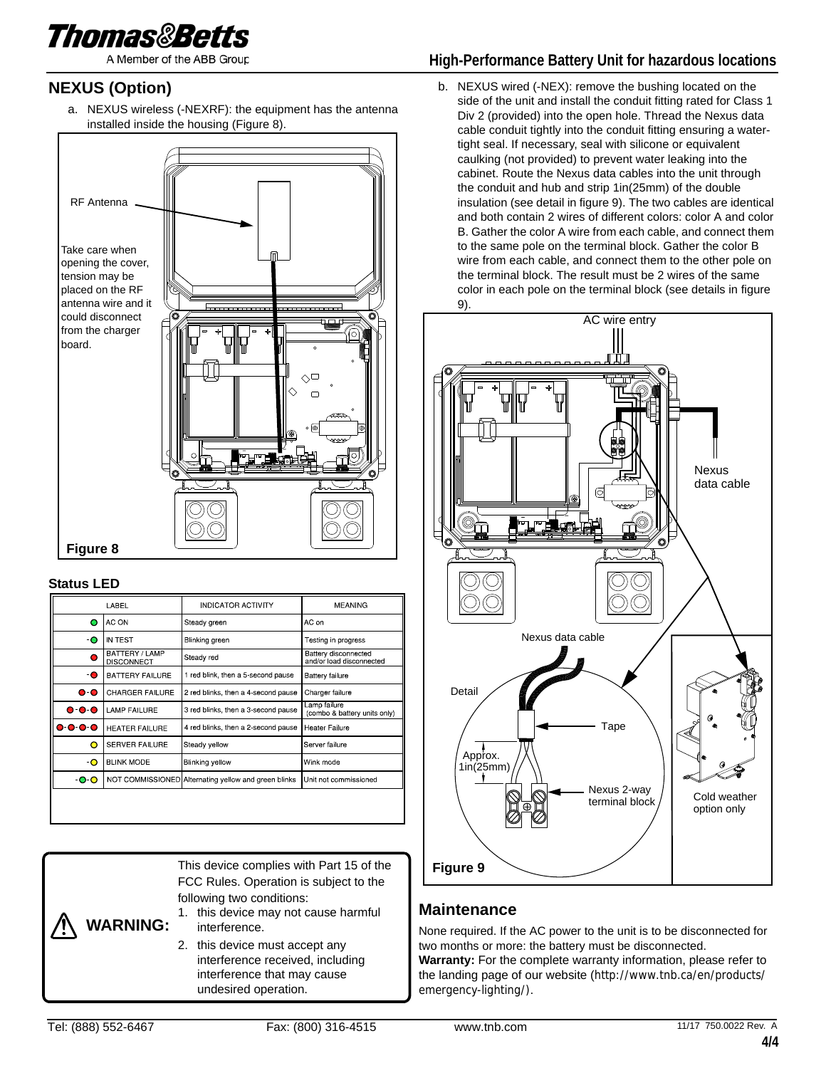## NEXUS (Option)

a. NEXUS wireless (-NEXRF): the equipment has the antenna installed inside the housing (Figure 8).

RF Antenna

Take care when opening the cover, tension may be placed on the RF antenna wire and it could disconnect from the charger board.

**Figure 8**

b. NEXUS wired (-NEX): remove the bushing located on the side of the unit and install the conduit fitting rated for Class 1 Div 2 (provided) into the open hole. Thread the Nexus data cable conduit tightly into the conduit fitting ensuring a water-tight seal. If necessary, seal with silicone or equivalent caulking (not provided) to prevent water leaking into the cabinet. Route the Nexus data cables into the unit through the conduit and hub and strip 1in(25mm) of the double insulation (see detail in figure 9). The two cables are identical and both contain 2 wires of different colors: color A and color B. Gather the color A wire from each cable, and connect them to the same pole on the terminal block. Gather the color B wire from each cable, and connect them to the other pole on the terminal block. The result must be 2 wires of the same color in each pole on the terminal block (see details in figure 9).

AC wire entry

Nexus data cable

Nexus data cable

Detail

Tape

Approx. 1in(25mm)

Nexus 2-way terminal block

Cold weather option only

**Figure 9**

### Status LED

| LABEL | | INDICATOR ACTIVITY | MEANING |
|---|---|---|---|
| ● | AC ON | Steady green | AC on |
| -● | IN TEST | Blinking green | Testing in progress |
| ● | BATTERY / LAMP DISCONNECT | Steady red | Battery disconnected and/or load disconnected |
| -● | BATTERY FAILURE | 1 red blink, then a 5-second pause | Battery failure |
| ●-● | CHARGER FAILURE | 2 red blinks, then a 4-second pause | Charger failure |
| ●-●-● | LAMP FAILURE | 3 red blinks, then a 3-second pause | Lamp failure (combo & battery units only) |
| ●-●-●-● | HEATER FAILURE | 4 red blinks, then a 2-second pause | Heater Failure |
| ● | SERVER FAILURE | Steady yellow | Server failure |
| -● | BLINK MODE | Blinking yellow | Wink mode |
| -●-● | NOT COMMISSIONED | Alternating yellow and green blinks | Unit not commissioned |

**⚠ WARNING:** This device complies with Part 15 of the FCC Rules. Operation is subject to the following two conditions:

1. this device may not cause harmful interference.
2. this device must accept any interference received, including interference that may cause undesired operation.

## Maintenance

None required. If the AC power to the unit is to be disconnected for two months or more: the battery must be disconnected.

**Warranty:** For the complete warranty information, please refer to the landing page of our website (http://www.tnb.ca/en/products/emergency-lighting/).